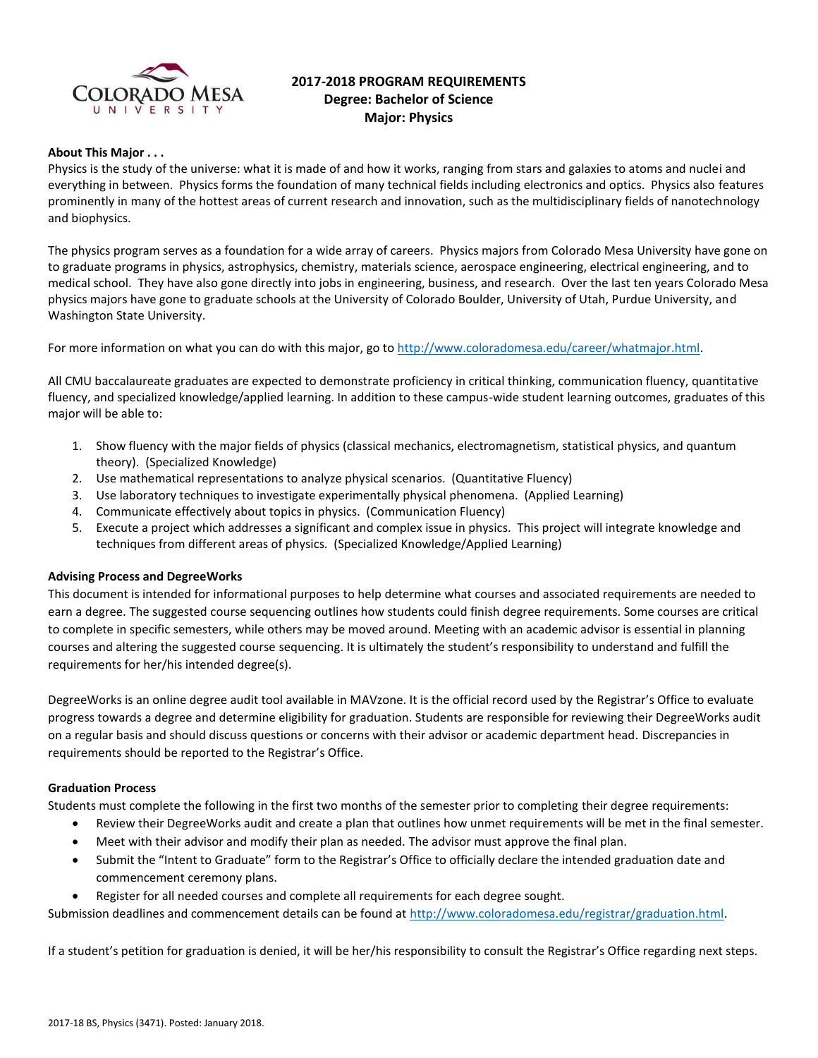# 2017-2018 PROGRAM REQUIREMENTS
## Degree: Bachelor of Science
## Major: Physics

**About This Major . . .**

Physics is the study of the universe: what it is made of and how it works, ranging from stars and galaxies to atoms and nuclei and everything in between. Physics forms the foundation of many technical fields including electronics and optics. Physics also features prominently in many of the hottest areas of current research and innovation, such as the multidisciplinary fields of nanotechnology and biophysics.

The physics program serves as a foundation for a wide array of careers. Physics majors from Colorado Mesa University have gone on to graduate programs in physics, astrophysics, chemistry, materials science, aerospace engineering, electrical engineering, and to medical school. They have also gone directly into jobs in engineering, business, and research. Over the last ten years Colorado Mesa physics majors have gone to graduate schools at the University of Colorado Boulder, University of Utah, Purdue University, and Washington State University.

For more information on what you can do with this major, go to http://www.coloradomesa.edu/career/whatmajor.html.

All CMU baccalaureate graduates are expected to demonstrate proficiency in critical thinking, communication fluency, quantitative fluency, and specialized knowledge/applied learning. In addition to these campus-wide student learning outcomes, graduates of this major will be able to:

1. Show fluency with the major fields of physics (classical mechanics, electromagnetism, statistical physics, and quantum theory). (Specialized Knowledge)
2. Use mathematical representations to analyze physical scenarios. (Quantitative Fluency)
3. Use laboratory techniques to investigate experimentally physical phenomena. (Applied Learning)
4. Communicate effectively about topics in physics. (Communication Fluency)
5. Execute a project which addresses a significant and complex issue in physics. This project will integrate knowledge and techniques from different areas of physics. (Specialized Knowledge/Applied Learning)

**Advising Process and DegreeWorks**

This document is intended for informational purposes to help determine what courses and associated requirements are needed to earn a degree. The suggested course sequencing outlines how students could finish degree requirements. Some courses are critical to complete in specific semesters, while others may be moved around. Meeting with an academic advisor is essential in planning courses and altering the suggested course sequencing. It is ultimately the student's responsibility to understand and fulfill the requirements for her/his intended degree(s).

DegreeWorks is an online degree audit tool available in MAVzone. It is the official record used by the Registrar's Office to evaluate progress towards a degree and determine eligibility for graduation. Students are responsible for reviewing their DegreeWorks audit on a regular basis and should discuss questions or concerns with their advisor or academic department head. Discrepancies in requirements should be reported to the Registrar's Office.

**Graduation Process**

Students must complete the following in the first two months of the semester prior to completing their degree requirements:

- Review their DegreeWorks audit and create a plan that outlines how unmet requirements will be met in the final semester.
- Meet with their advisor and modify their plan as needed. The advisor must approve the final plan.
- Submit the "Intent to Graduate" form to the Registrar's Office to officially declare the intended graduation date and commencement ceremony plans.
- Register for all needed courses and complete all requirements for each degree sought.

Submission deadlines and commencement details can be found at http://www.coloradomesa.edu/registrar/graduation.html.

If a student's petition for graduation is denied, it will be her/his responsibility to consult the Registrar's Office regarding next steps.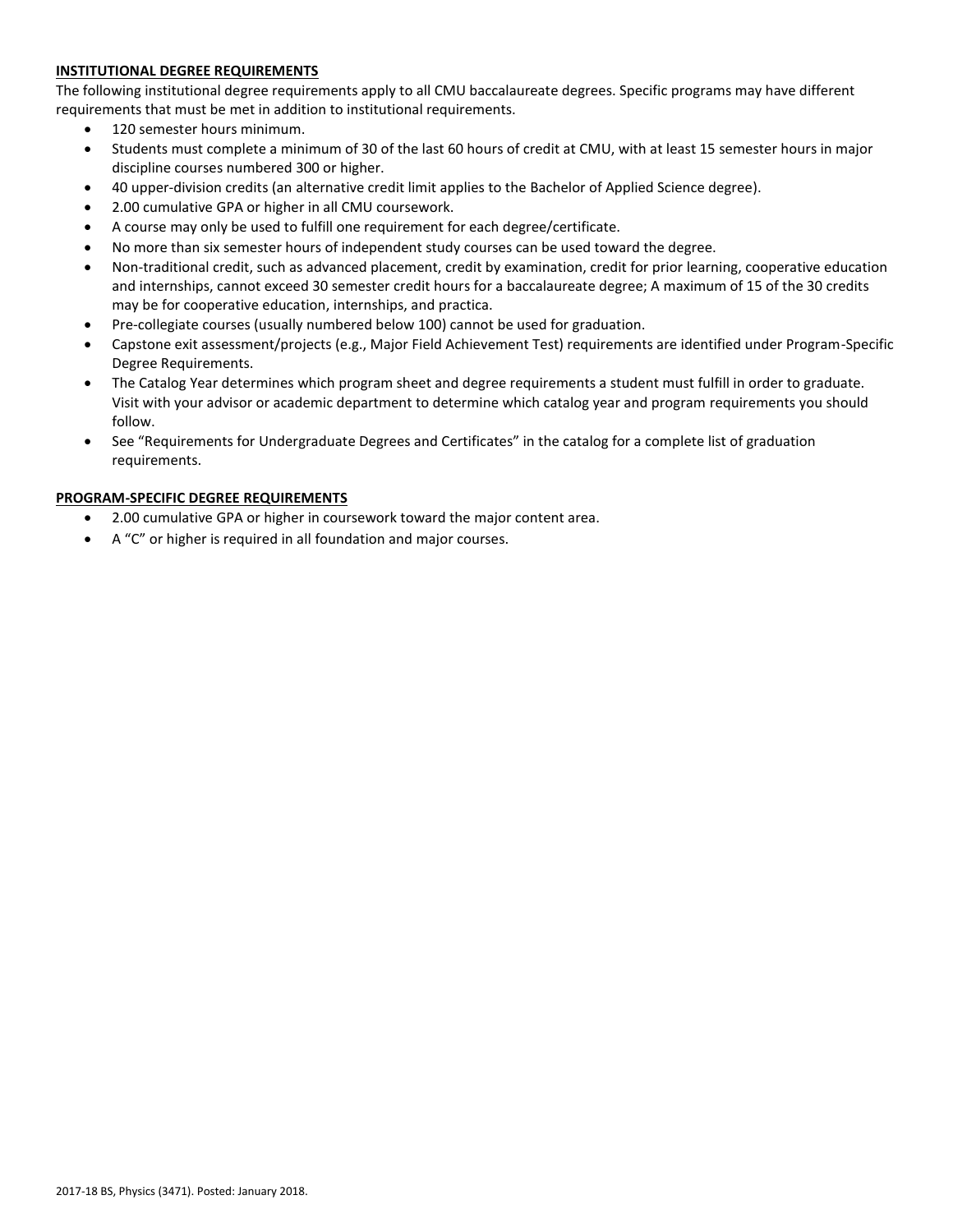## INSTITUTIONAL DEGREE REQUIREMENTS

The following institutional degree requirements apply to all CMU baccalaureate degrees. Specific programs may have different requirements that must be met in addition to institutional requirements.

- 120 semester hours minimum.
- Students must complete a minimum of 30 of the last 60 hours of credit at CMU, with at least 15 semester hours in major discipline courses numbered 300 or higher.
- 40 upper-division credits (an alternative credit limit applies to the Bachelor of Applied Science degree).
- 2.00 cumulative GPA or higher in all CMU coursework.
- A course may only be used to fulfill one requirement for each degree/certificate.
- No more than six semester hours of independent study courses can be used toward the degree.
- Non-traditional credit, such as advanced placement, credit by examination, credit for prior learning, cooperative education and internships, cannot exceed 30 semester credit hours for a baccalaureate degree; A maximum of 15 of the 30 credits may be for cooperative education, internships, and practica.
- Pre-collegiate courses (usually numbered below 100) cannot be used for graduation.
- Capstone exit assessment/projects (e.g., Major Field Achievement Test) requirements are identified under Program-Specific Degree Requirements.
- The Catalog Year determines which program sheet and degree requirements a student must fulfill in order to graduate. Visit with your advisor or academic department to determine which catalog year and program requirements you should follow.
- See "Requirements for Undergraduate Degrees and Certificates" in the catalog for a complete list of graduation requirements.

## PROGRAM-SPECIFIC DEGREE REQUIREMENTS

- 2.00 cumulative GPA or higher in coursework toward the major content area.
- A "C" or higher is required in all foundation and major courses.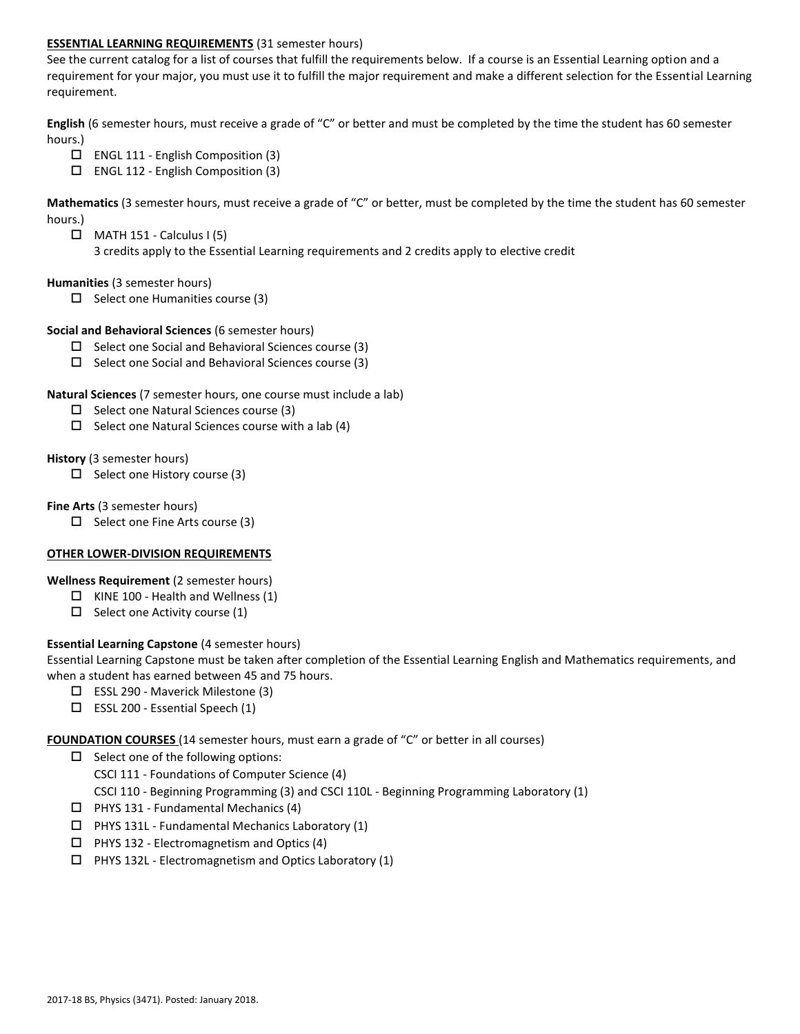**ESSENTIAL LEARNING REQUIREMENTS** (31 semester hours)

See the current catalog for a list of courses that fulfill the requirements below. If a course is an Essential Learning option and a requirement for your major, you must use it to fulfill the major requirement and make a different selection for the Essential Learning requirement.

**English** (6 semester hours, must receive a grade of "C" or better and must be completed by the time the student has 60 semester hours.)

- ☐ ENGL 111 - English Composition (3)
- ☐ ENGL 112 - English Composition (3)

**Mathematics** (3 semester hours, must receive a grade of "C" or better, must be completed by the time the student has 60 semester hours.)

- ☐ MATH 151 - Calculus I (5)
  3 credits apply to the Essential Learning requirements and 2 credits apply to elective credit

**Humanities** (3 semester hours)

- ☐ Select one Humanities course (3)

**Social and Behavioral Sciences** (6 semester hours)

- ☐ Select one Social and Behavioral Sciences course (3)
- ☐ Select one Social and Behavioral Sciences course (3)

**Natural Sciences** (7 semester hours, one course must include a lab)

- ☐ Select one Natural Sciences course (3)
- ☐ Select one Natural Sciences course with a lab (4)

**History** (3 semester hours)

- ☐ Select one History course (3)

**Fine Arts** (3 semester hours)

- ☐ Select one Fine Arts course (3)

**OTHER LOWER-DIVISION REQUIREMENTS**

**Wellness Requirement** (2 semester hours)

- ☐ KINE 100 - Health and Wellness (1)
- ☐ Select one Activity course (1)

**Essential Learning Capstone** (4 semester hours)

Essential Learning Capstone must be taken after completion of the Essential Learning English and Mathematics requirements, and when a student has earned between 45 and 75 hours.

- ☐ ESSL 290 - Maverick Milestone (3)
- ☐ ESSL 200 - Essential Speech (1)

**FOUNDATION COURSES** (14 semester hours, must earn a grade of "C" or better in all courses)

- ☐ Select one of the following options:
  CSCI 111 - Foundations of Computer Science (4)
  CSCI 110 - Beginning Programming (3) and CSCI 110L - Beginning Programming Laboratory (1)
- ☐ PHYS 131 - Fundamental Mechanics (4)
- ☐ PHYS 131L - Fundamental Mechanics Laboratory (1)
- ☐ PHYS 132 - Electromagnetism and Optics (4)
- ☐ PHYS 132L - Electromagnetism and Optics Laboratory (1)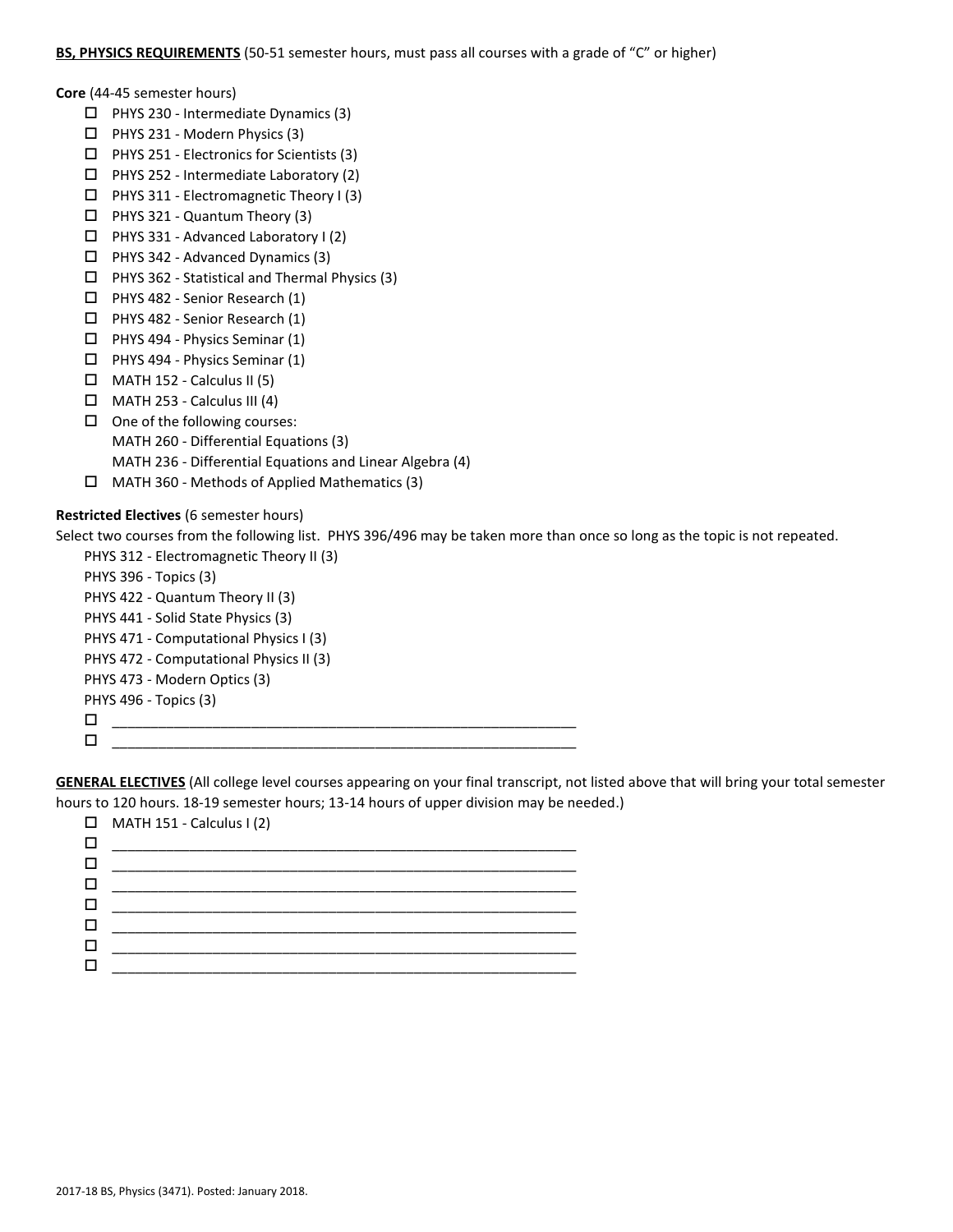**BS, PHYSICS REQUIREMENTS** (50-51 semester hours, must pass all courses with a grade of "C" or higher)

**Core** (44-45 semester hours)

- ☐ PHYS 230 - Intermediate Dynamics (3)
- ☐ PHYS 231 - Modern Physics (3)
- ☐ PHYS 251 - Electronics for Scientists (3)
- ☐ PHYS 252 - Intermediate Laboratory (2)
- ☐ PHYS 311 - Electromagnetic Theory I (3)
- ☐ PHYS 321 - Quantum Theory (3)
- ☐ PHYS 331 - Advanced Laboratory I (2)
- ☐ PHYS 342 - Advanced Dynamics (3)
- ☐ PHYS 362 - Statistical and Thermal Physics (3)
- ☐ PHYS 482 - Senior Research (1)
- ☐ PHYS 482 - Senior Research (1)
- ☐ PHYS 494 - Physics Seminar (1)
- ☐ PHYS 494 - Physics Seminar (1)
- ☐ MATH 152 - Calculus II (5)
- ☐ MATH 253 - Calculus III (4)
- ☐ One of the following courses:
  MATH 260 - Differential Equations (3)
  MATH 236 - Differential Equations and Linear Algebra (4)
- ☐ MATH 360 - Methods of Applied Mathematics (3)

**Restricted Electives** (6 semester hours)

Select two courses from the following list. PHYS 396/496 may be taken more than once so long as the topic is not repeated.

PHYS 312 - Electromagnetic Theory II (3)
PHYS 396 - Topics (3)
PHYS 422 - Quantum Theory II (3)
PHYS 441 - Solid State Physics (3)
PHYS 471 - Computational Physics I (3)
PHYS 472 - Computational Physics II (3)
PHYS 473 - Modern Optics (3)
PHYS 496 - Topics (3)

- ☐ ____________________________________________
- ☐ ____________________________________________

**GENERAL ELECTIVES** (All college level courses appearing on your final transcript, not listed above that will bring your total semester hours to 120 hours. 18-19 semester hours; 13-14 hours of upper division may be needed.)

- ☐ MATH 151 - Calculus I (2)
- ☐ ____________________________________________
- ☐ ____________________________________________
- ☐ ____________________________________________
- ☐ ____________________________________________
- ☐ ____________________________________________
- ☐ ____________________________________________
- ☐ ____________________________________________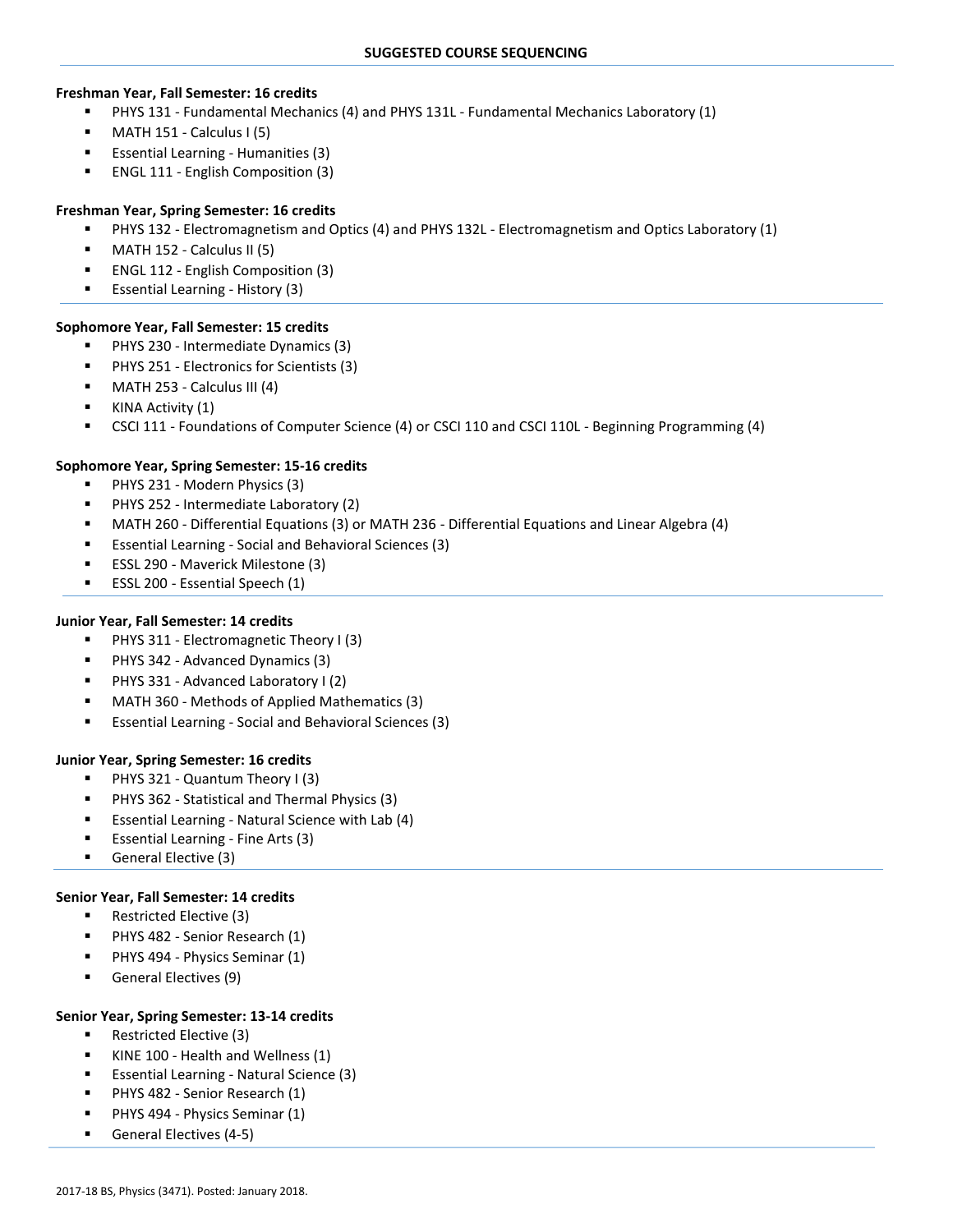## SUGGESTED COURSE SEQUENCING

**Freshman Year, Fall Semester: 16 credits**

- PHYS 131 - Fundamental Mechanics (4) and PHYS 131L - Fundamental Mechanics Laboratory (1)
- MATH 151 - Calculus I (5)
- Essential Learning - Humanities (3)
- ENGL 111 - English Composition (3)

**Freshman Year, Spring Semester: 16 credits**

- PHYS 132 - Electromagnetism and Optics (4) and PHYS 132L - Electromagnetism and Optics Laboratory (1)
- MATH 152 - Calculus II (5)
- ENGL 112 - English Composition (3)
- Essential Learning - History (3)

**Sophomore Year, Fall Semester: 15 credits**

- PHYS 230 - Intermediate Dynamics (3)
- PHYS 251 - Electronics for Scientists (3)
- MATH 253 - Calculus III (4)
- KINA Activity (1)
- CSCI 111 - Foundations of Computer Science (4) or CSCI 110 and CSCI 110L - Beginning Programming (4)

**Sophomore Year, Spring Semester: 15-16 credits**

- PHYS 231 - Modern Physics (3)
- PHYS 252 - Intermediate Laboratory (2)
- MATH 260 - Differential Equations (3) or MATH 236 - Differential Equations and Linear Algebra (4)
- Essential Learning - Social and Behavioral Sciences (3)
- ESSL 290 - Maverick Milestone (3)
- ESSL 200 - Essential Speech (1)

**Junior Year, Fall Semester: 14 credits**

- PHYS 311 - Electromagnetic Theory I (3)
- PHYS 342 - Advanced Dynamics (3)
- PHYS 331 - Advanced Laboratory I (2)
- MATH 360 - Methods of Applied Mathematics (3)
- Essential Learning - Social and Behavioral Sciences (3)

**Junior Year, Spring Semester: 16 credits**

- PHYS 321 - Quantum Theory I (3)
- PHYS 362 - Statistical and Thermal Physics (3)
- Essential Learning - Natural Science with Lab (4)
- Essential Learning - Fine Arts (3)
- General Elective (3)

**Senior Year, Fall Semester: 14 credits**

- Restricted Elective (3)
- PHYS 482 - Senior Research (1)
- PHYS 494 - Physics Seminar (1)
- General Electives (9)

**Senior Year, Spring Semester: 13-14 credits**

- Restricted Elective (3)
- KINE 100 - Health and Wellness (1)
- Essential Learning - Natural Science (3)
- PHYS 482 - Senior Research (1)
- PHYS 494 - Physics Seminar (1)
- General Electives (4-5)

2017-18 BS, Physics (3471). Posted: January 2018.